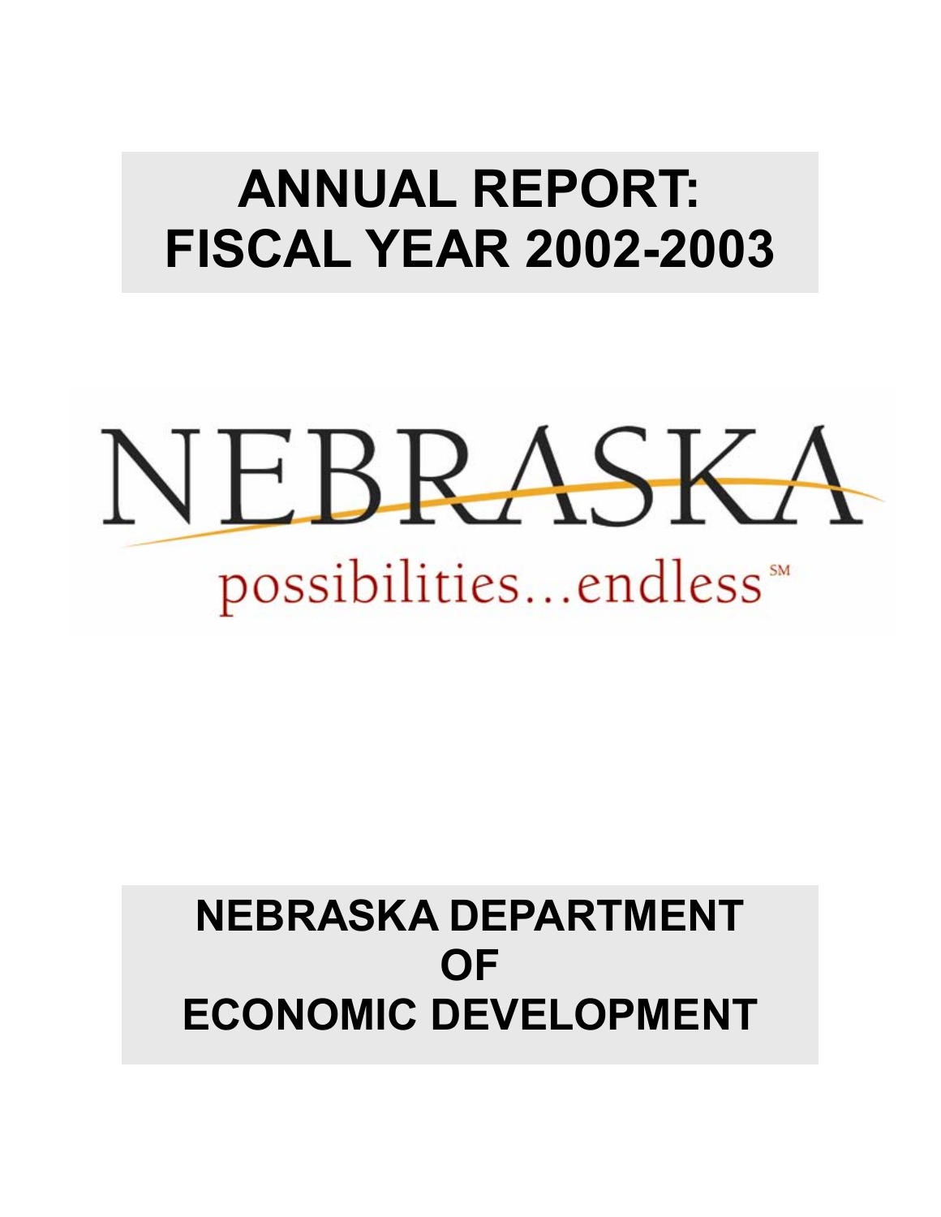# ANNUAL REPORT: FISCAL YEAR 2002-2003

NEBRASKA

possibilities...endless℠

# NEBRASKA DEPARTMENT OF ECONOMIC DEVELOPMENT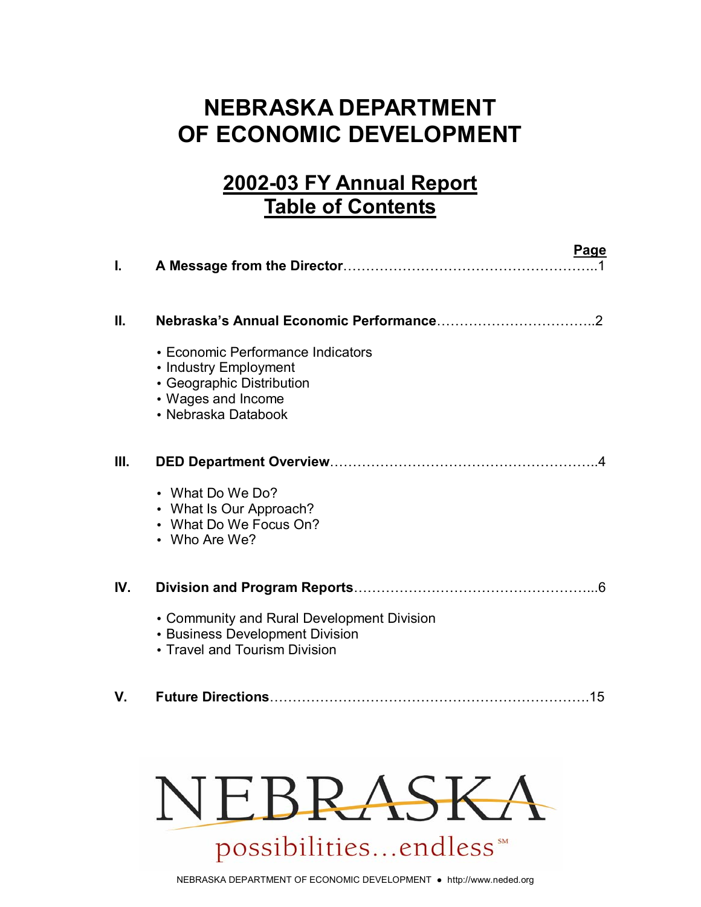# NEBRASKA DEPARTMENT OF ECONOMIC DEVELOPMENT

## 2002-03 FY Annual Report Table of Contents

| | | Page |
|---|---|---|
| I. | **A Message from the Director** | 1 |
| II. | **Nebraska's Annual Economic Performance** | 2 |
| III. | **DED Department Overview** | 4 |
| IV. | **Division and Program Reports** | 6 |
| V. | **Future Directions** | 15 |

**I. A Message from the Director** …… 1

**II. Nebraska's Annual Economic Performance** …… 2

- Economic Performance Indicators
- Industry Employment
- Geographic Distribution
- Wages and Income
- Nebraska Databook

**III. DED Department Overview** …… 4

- What Do We Do?
- What Is Our Approach?
- What Do We Focus On?
- Who Are We?

**IV. Division and Program Reports** …… 6

- Community and Rural Development Division
- Business Development Division
- Travel and Tourism Division

**V. Future Directions** …… 15

NEBRASKA

possibilities…endless℠

NEBRASKA DEPARTMENT OF ECONOMIC DEVELOPMENT • http://www.neded.org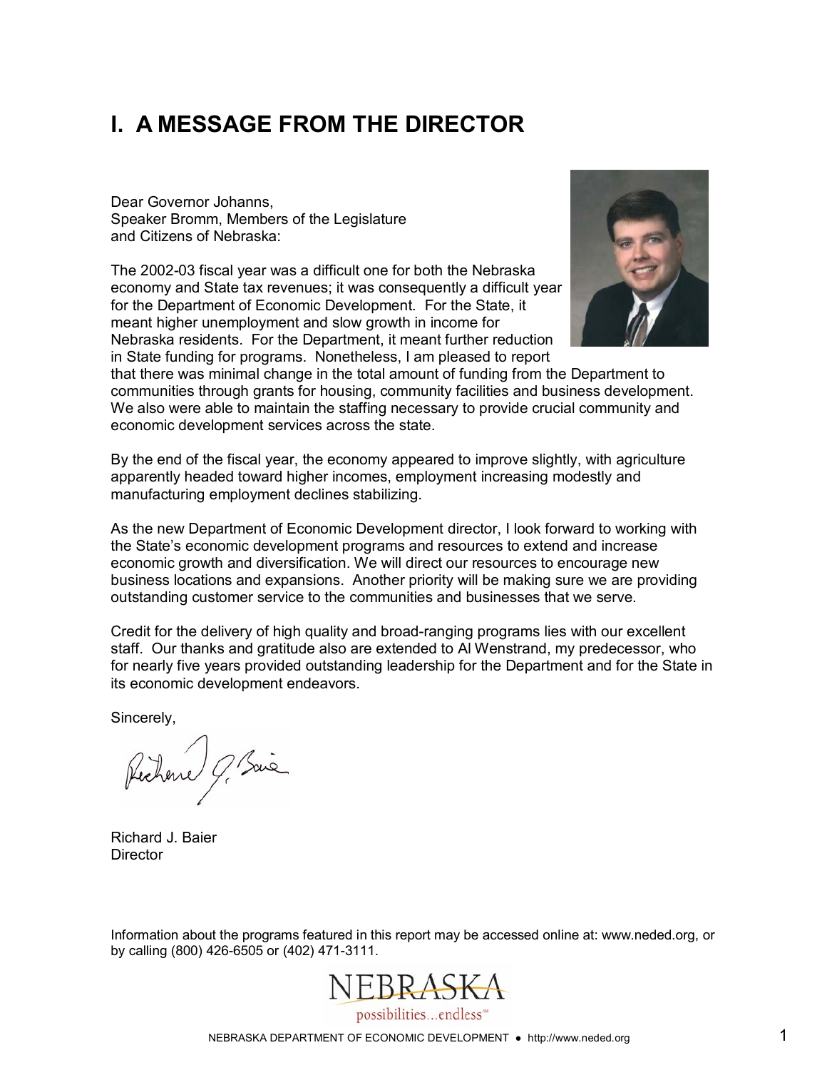# I. A MESSAGE FROM THE DIRECTOR

Dear Governor Johanns,
Speaker Bromm, Members of the Legislature
and Citizens of Nebraska:

The 2002-03 fiscal year was a difficult one for both the Nebraska economy and State tax revenues; it was consequently a difficult year for the Department of Economic Development. For the State, it meant higher unemployment and slow growth in income for Nebraska residents. For the Department, it meant further reduction in State funding for programs. Nonetheless, I am pleased to report that there was minimal change in the total amount of funding from the Department to communities through grants for housing, community facilities and business development. We also were able to maintain the staffing necessary to provide crucial community and economic development services across the state.

By the end of the fiscal year, the economy appeared to improve slightly, with agriculture apparently headed toward higher incomes, employment increasing modestly and manufacturing employment declines stabilizing.

As the new Department of Economic Development director, I look forward to working with the State's economic development programs and resources to extend and increase economic growth and diversification. We will direct our resources to encourage new business locations and expansions. Another priority will be making sure we are providing outstanding customer service to the communities and businesses that we serve.

Credit for the delivery of high quality and broad-ranging programs lies with our excellent staff. Our thanks and gratitude also are extended to Al Wenstrand, my predecessor, who for nearly five years provided outstanding leadership for the Department and for the State in its economic development endeavors.

Sincerely,

Richard J. Baier
Director

Information about the programs featured in this report may be accessed online at: www.neded.org, or by calling (800) 426-6505 or (402) 471-3111.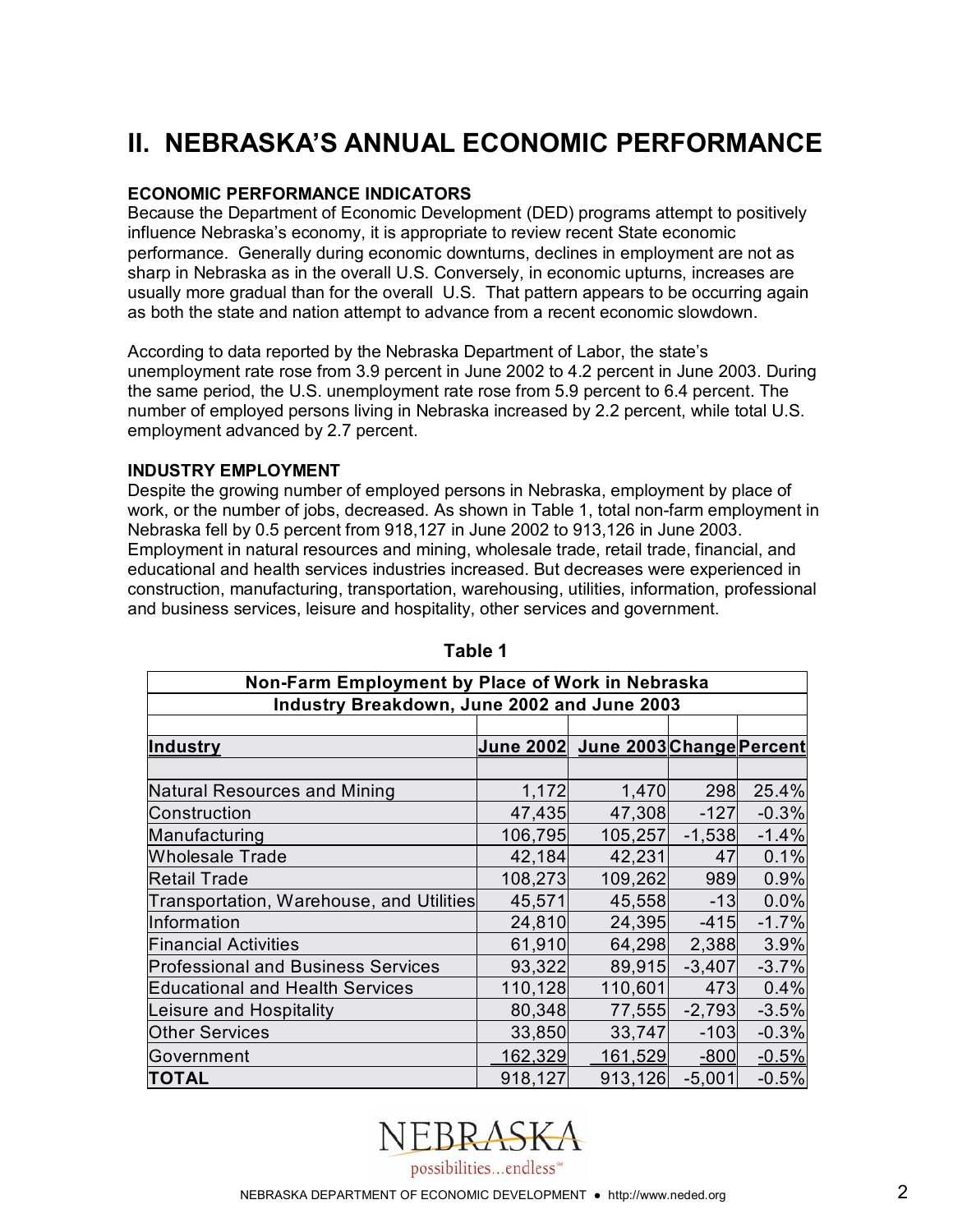# II. NEBRASKA'S ANNUAL ECONOMIC PERFORMANCE

**ECONOMIC PERFORMANCE INDICATORS**

Because the Department of Economic Development (DED) programs attempt to positively influence Nebraska's economy, it is appropriate to review recent State economic performance. Generally during economic downturns, declines in employment are not as sharp in Nebraska as in the overall U.S. Conversely, in economic upturns, increases are usually more gradual than for the overall U.S. That pattern appears to be occurring again as both the state and nation attempt to advance from a recent economic slowdown.

According to data reported by the Nebraska Department of Labor, the state's unemployment rate rose from 3.9 percent in June 2002 to 4.2 percent in June 2003. During the same period, the U.S. unemployment rate rose from 5.9 percent to 6.4 percent. The number of employed persons living in Nebraska increased by 2.2 percent, while total U.S. employment advanced by 2.7 percent.

**INDUSTRY EMPLOYMENT**

Despite the growing number of employed persons in Nebraska, employment by place of work, or the number of jobs, decreased. As shown in Table 1, total non-farm employment in Nebraska fell by 0.5 percent from 918,127 in June 2002 to 913,126 in June 2003. Employment in natural resources and mining, wholesale trade, retail trade, financial, and educational and health services industries increased. But decreases were experienced in construction, manufacturing, transportation, warehousing, utilities, information, professional and business services, leisure and hospitality, other services and government.

**Table 1**

**Non-Farm Employment by Place of Work in Nebraska**
**Industry Breakdown, June 2002 and June 2003**

| Industry | June 2002 | June 2003 | Change | Percent |
|---|---|---|---|---|
| Natural Resources and Mining | 1,172 | 1,470 | 298 | 25.4% |
| Construction | 47,435 | 47,308 | -127 | -0.3% |
| Manufacturing | 106,795 | 105,257 | -1,538 | -1.4% |
| Wholesale Trade | 42,184 | 42,231 | 47 | 0.1% |
| Retail Trade | 108,273 | 109,262 | 989 | 0.9% |
| Transportation, Warehouse, and Utilities | 45,571 | 45,558 | -13 | 0.0% |
| Information | 24,810 | 24,395 | -415 | -1.7% |
| Financial Activities | 61,910 | 64,298 | 2,388 | 3.9% |
| Professional and Business Services | 93,322 | 89,915 | -3,407 | -3.7% |
| Educational and Health Services | 110,128 | 110,601 | 473 | 0.4% |
| Leisure and Hospitality | 80,348 | 77,555 | -2,793 | -3.5% |
| Other Services | 33,850 | 33,747 | -103 | -0.3% |
| Government | 162,329 | 161,529 | -800 | -0.5% |
| **TOTAL** | 918,127 | 913,126 | -5,001 | -0.5% |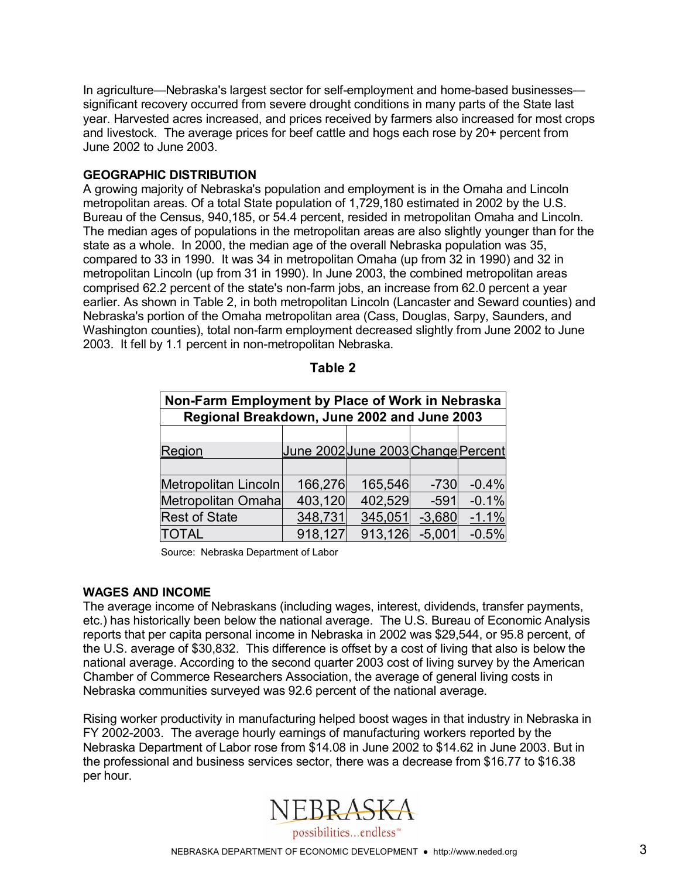In agriculture—Nebraska's largest sector for self-employment and home-based businesses—significant recovery occurred from severe drought conditions in many parts of the State last year. Harvested acres increased, and prices received by farmers also increased for most crops and livestock. The average prices for beef cattle and hogs each rose by 20+ percent from June 2002 to June 2003.

**GEOGRAPHIC DISTRIBUTION**

A growing majority of Nebraska's population and employment is in the Omaha and Lincoln metropolitan areas. Of a total State population of 1,729,180 estimated in 2002 by the U.S. Bureau of the Census, 940,185, or 54.4 percent, resided in metropolitan Omaha and Lincoln. The median ages of populations in the metropolitan areas are also slightly younger than for the state as a whole. In 2000, the median age of the overall Nebraska population was 35, compared to 33 in 1990. It was 34 in metropolitan Omaha (up from 32 in 1990) and 32 in metropolitan Lincoln (up from 31 in 1990). In June 2003, the combined metropolitan areas comprised 62.2 percent of the state's non-farm jobs, an increase from 62.0 percent a year earlier. As shown in Table 2, in both metropolitan Lincoln (Lancaster and Seward counties) and Nebraska's portion of the Omaha metropolitan area (Cass, Douglas, Sarpy, Saunders, and Washington counties), total non-farm employment decreased slightly from June 2002 to June 2003. It fell by 1.1 percent in non-metropolitan Nebraska.

**Table 2**

**Non-Farm Employment by Place of Work in Nebraska**
**Regional Breakdown, June 2002 and June 2003**

| Region | June 2002 | June 2003 | Change | Percent |
|---|---|---|---|---|
| Metropolitan Lincoln | 166,276 | 165,546 | -730 | -0.4% |
| Metropolitan Omaha | 403,120 | 402,529 | -591 | -0.1% |
| Rest of State | 348,731 | 345,051 | -3,680 | -1.1% |
| TOTAL | 918,127 | 913,126 | -5,001 | -0.5% |

Source: Nebraska Department of Labor

**WAGES AND INCOME**

The average income of Nebraskans (including wages, interest, dividends, transfer payments, etc.) has historically been below the national average. The U.S. Bureau of Economic Analysis reports that per capita personal income in Nebraska in 2002 was $29,544, or 95.8 percent, of the U.S. average of $30,832. This difference is offset by a cost of living that also is below the national average. According to the second quarter 2003 cost of living survey by the American Chamber of Commerce Researchers Association, the average of general living costs in Nebraska communities surveyed was 92.6 percent of the national average.

Rising worker productivity in manufacturing helped boost wages in that industry in Nebraska in FY 2002-2003. The average hourly earnings of manufacturing workers reported by the Nebraska Department of Labor rose from $14.08 in June 2002 to $14.62 in June 2003. But in the professional and business services sector, there was a decrease from $16.77 to $16.38 per hour.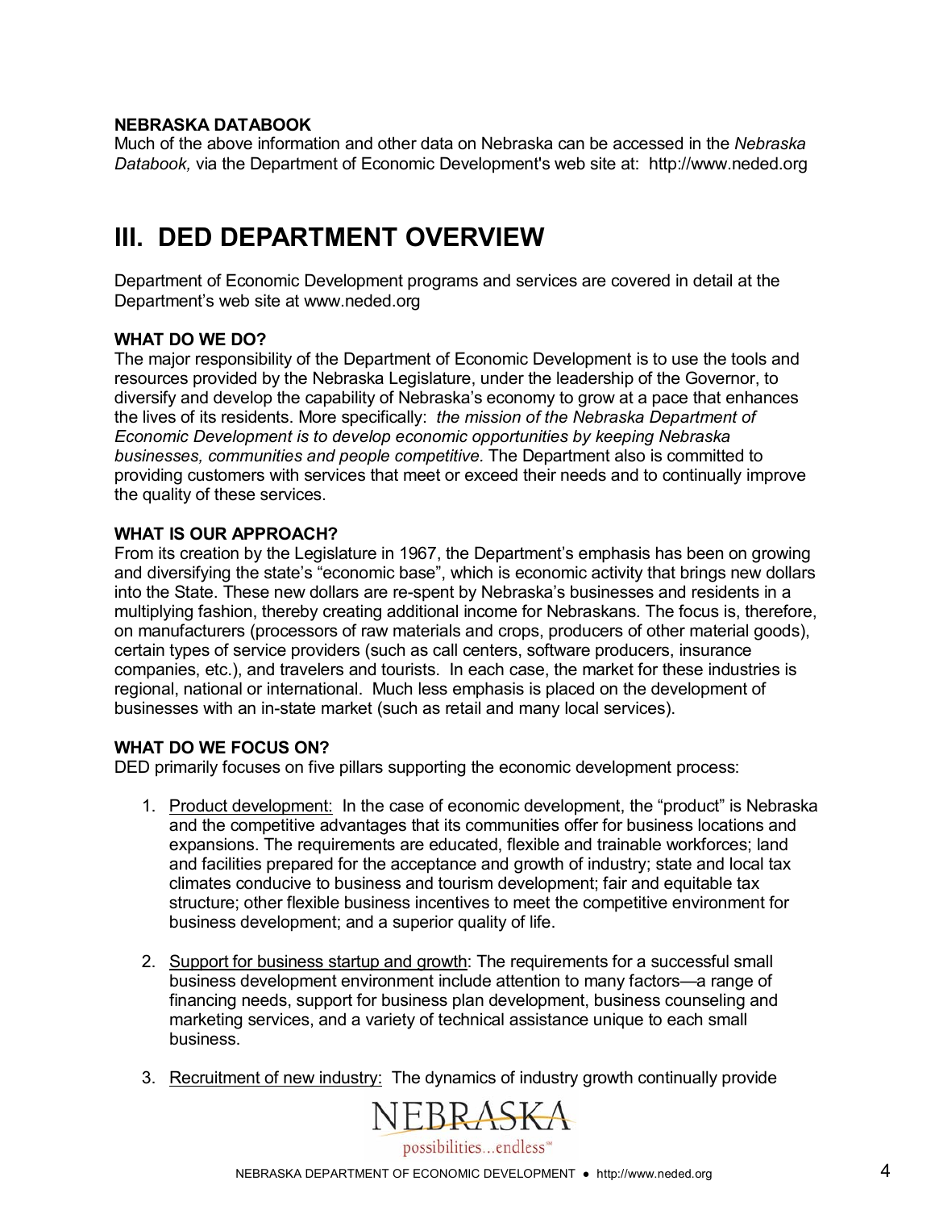**NEBRASKA DATABOOK**
Much of the above information and other data on Nebraska can be accessed in the *Nebraska Databook,* via the Department of Economic Development's web site at: http://www.neded.org

# III. DED DEPARTMENT OVERVIEW

Department of Economic Development programs and services are covered in detail at the Department's web site at www.neded.org

**WHAT DO WE DO?**
The major responsibility of the Department of Economic Development is to use the tools and resources provided by the Nebraska Legislature, under the leadership of the Governor, to diversify and develop the capability of Nebraska's economy to grow at a pace that enhances the lives of its residents. More specifically: *the mission of the Nebraska Department of Economic Development is to develop economic opportunities by keeping Nebraska businesses, communities and people competitive.* The Department also is committed to providing customers with services that meet or exceed their needs and to continually improve the quality of these services.

**WHAT IS OUR APPROACH?**
From its creation by the Legislature in 1967, the Department's emphasis has been on growing and diversifying the state's "economic base", which is economic activity that brings new dollars into the State. These new dollars are re-spent by Nebraska's businesses and residents in a multiplying fashion, thereby creating additional income for Nebraskans. The focus is, therefore, on manufacturers (processors of raw materials and crops, producers of other material goods), certain types of service providers (such as call centers, software producers, insurance companies, etc.), and travelers and tourists. In each case, the market for these industries is regional, national or international. Much less emphasis is placed on the development of businesses with an in-state market (such as retail and many local services).

**WHAT DO WE FOCUS ON?**
DED primarily focuses on five pillars supporting the economic development process:

1. Product development: In the case of economic development, the "product" is Nebraska and the competitive advantages that its communities offer for business locations and expansions. The requirements are educated, flexible and trainable workforces; land and facilities prepared for the acceptance and growth of industry; state and local tax climates conducive to business and tourism development; fair and equitable tax structure; other flexible business incentives to meet the competitive environment for business development; and a superior quality of life.

2. Support for business startup and growth: The requirements for a successful small business development environment include attention to many factors—a range of financing needs, support for business plan development, business counseling and marketing services, and a variety of technical assistance unique to each small business.

3. Recruitment of new industry: The dynamics of industry growth continually provide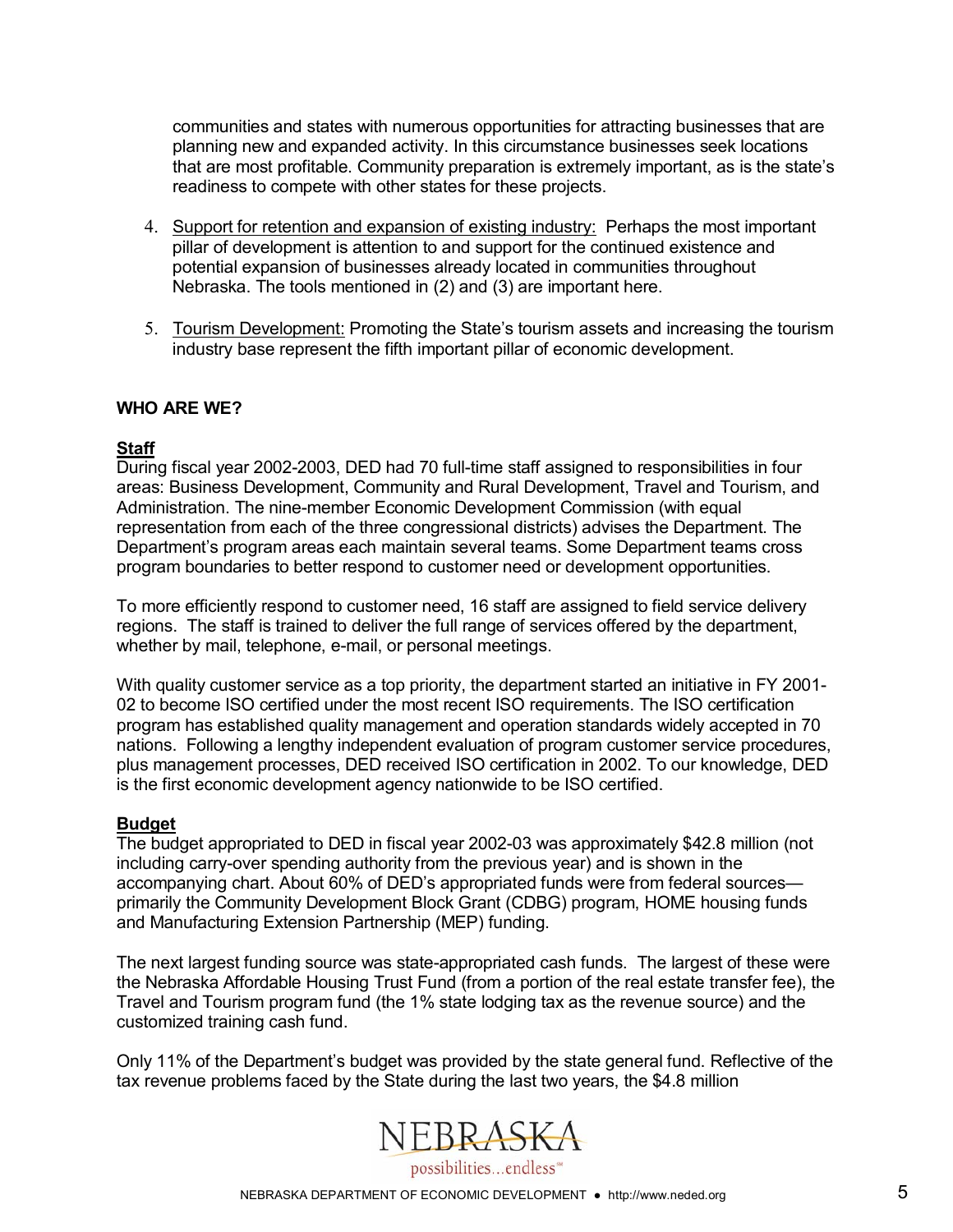communities and states with numerous opportunities for attracting businesses that are planning new and expanded activity. In this circumstance businesses seek locations that are most profitable. Community preparation is extremely important, as is the state's readiness to compete with other states for these projects.

4. Support for retention and expansion of existing industry: Perhaps the most important pillar of development is attention to and support for the continued existence and potential expansion of businesses already located in communities throughout Nebraska. The tools mentioned in (2) and (3) are important here.

5. Tourism Development: Promoting the State's tourism assets and increasing the tourism industry base represent the fifth important pillar of economic development.

## WHO ARE WE?

### Staff

During fiscal year 2002-2003, DED had 70 full-time staff assigned to responsibilities in four areas: Business Development, Community and Rural Development, Travel and Tourism, and Administration. The nine-member Economic Development Commission (with equal representation from each of the three congressional districts) advises the Department. The Department's program areas each maintain several teams. Some Department teams cross program boundaries to better respond to customer need or development opportunities.

To more efficiently respond to customer need, 16 staff are assigned to field service delivery regions. The staff is trained to deliver the full range of services offered by the department, whether by mail, telephone, e-mail, or personal meetings.

With quality customer service as a top priority, the department started an initiative in FY 2001-02 to become ISO certified under the most recent ISO requirements. The ISO certification program has established quality management and operation standards widely accepted in 70 nations. Following a lengthy independent evaluation of program customer service procedures, plus management processes, DED received ISO certification in 2002. To our knowledge, DED is the first economic development agency nationwide to be ISO certified.

### Budget

The budget appropriated to DED in fiscal year 2002-03 was approximately $42.8 million (not including carry-over spending authority from the previous year) and is shown in the accompanying chart. About 60% of DED's appropriated funds were from federal sources—primarily the Community Development Block Grant (CDBG) program, HOME housing funds and Manufacturing Extension Partnership (MEP) funding.

The next largest funding source was state-appropriated cash funds. The largest of these were the Nebraska Affordable Housing Trust Fund (from a portion of the real estate transfer fee), the Travel and Tourism program fund (the 1% state lodging tax as the revenue source) and the customized training cash fund.

Only 11% of the Department's budget was provided by the state general fund. Reflective of the tax revenue problems faced by the State during the last two years, the $4.8 million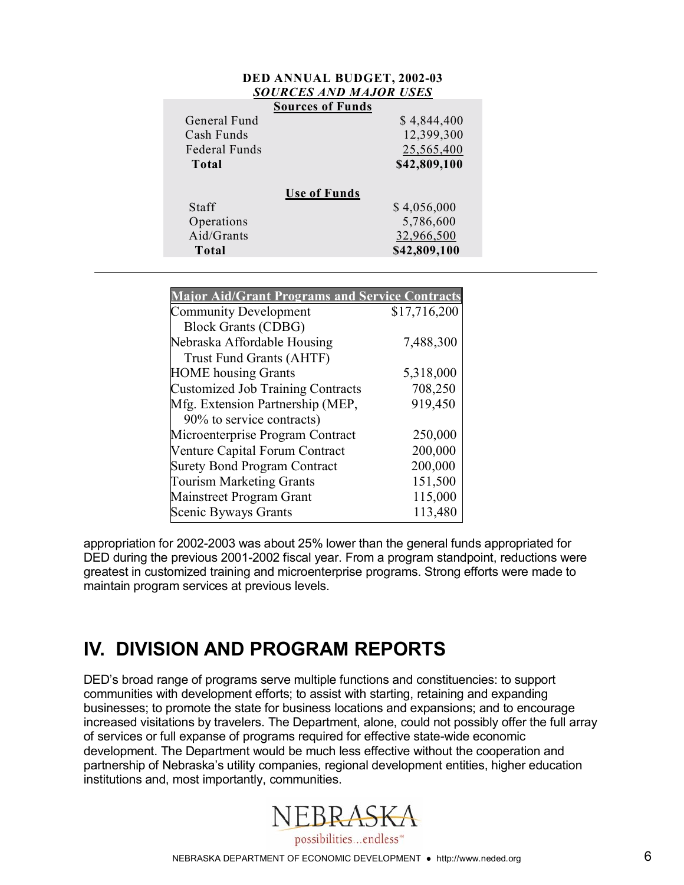**DED ANNUAL BUDGET, 2002-03**
***SOURCES AND MAJOR USES***

| Sources of Funds | |
|---|---|
| General Fund | $ 4,844,400 |
| Cash Funds | 12,399,300 |
| Federal Funds | 25,565,400 |
| **Total** | **$42,809,100** |

| Use of Funds | |
|---|---|
| Staff | $ 4,056,000 |
| Operations | 5,786,600 |
| Aid/Grants | 32,966,500 |
| **Total** | **$42,809,100** |

---

| Major Aid/Grant Programs and Service Contracts | |
|---|---|
| Community Development Block Grants (CDBG) | $17,716,200 |
| Nebraska Affordable Housing Trust Fund Grants (AHTF) | 7,488,300 |
| HOME housing Grants | 5,318,000 |
| Customized Job Training Contracts | 708,250 |
| Mfg. Extension Partnership (MEP, 90% to service contracts) | 919,450 |
| Microenterprise Program Contract | 250,000 |
| Venture Capital Forum Contract | 200,000 |
| Surety Bond Program Contract | 200,000 |
| Tourism Marketing Grants | 151,500 |
| Mainstreet Program Grant | 115,000 |
| Scenic Byways Grants | 113,480 |

appropriation for 2002-2003 was about 25% lower than the general funds appropriated for DED during the previous 2001-2002 fiscal year. From a program standpoint, reductions were greatest in customized training and microenterprise programs. Strong efforts were made to maintain program services at previous levels.

# IV. DIVISION AND PROGRAM REPORTS

DED's broad range of programs serve multiple functions and constituencies: to support communities with development efforts; to assist with starting, retaining and expanding businesses; to promote the state for business locations and expansions; and to encourage increased visitations by travelers. The Department, alone, could not possibly offer the full array of services or full expanse of programs required for effective state-wide economic development. The Department would be much less effective without the cooperation and partnership of Nebraska's utility companies, regional development entities, higher education institutions and, most importantly, communities.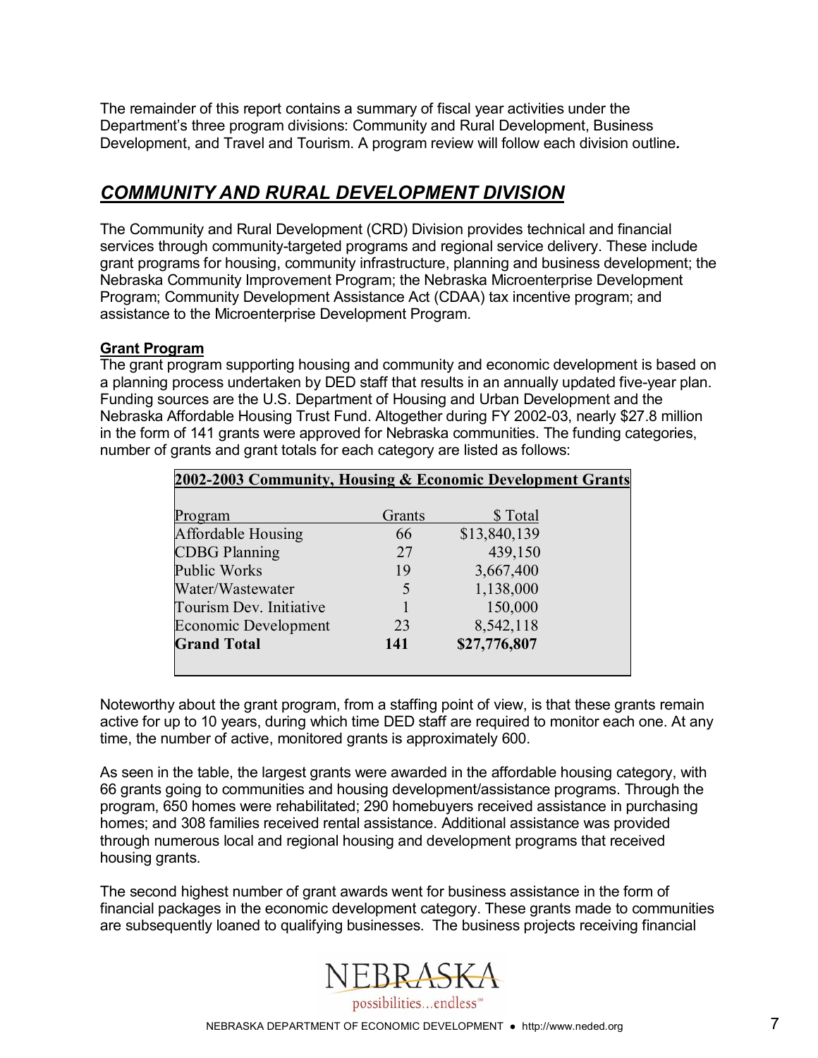The remainder of this report contains a summary of fiscal year activities under the Department's three program divisions: Community and Rural Development, Business Development, and Travel and Tourism. A program review will follow each division outline*.*

## *COMMUNITY AND RURAL DEVELOPMENT DIVISION*

The Community and Rural Development (CRD) Division provides technical and financial services through community-targeted programs and regional service delivery. These include grant programs for housing, community infrastructure, planning and business development; the Nebraska Community Improvement Program; the Nebraska Microenterprise Development Program; Community Development Assistance Act (CDAA) tax incentive program; and assistance to the Microenterprise Development Program.

### Grant Program

The grant program supporting housing and community and economic development is based on a planning process undertaken by DED staff that results in an annually updated five-year plan. Funding sources are the U.S. Department of Housing and Urban Development and the Nebraska Affordable Housing Trust Fund. Altogether during FY 2002-03, nearly $27.8 million in the form of 141 grants were approved for Nebraska communities. The funding categories, number of grants and grant totals for each category are listed as follows:

**2002-2003 Community, Housing & Economic Development Grants**

| Program | Grants | $ Total |
|---|---|---|
| Affordable Housing | 66 | $13,840,139 |
| CDBG Planning | 27 | 439,150 |
| Public Works | 19 | 3,667,400 |
| Water/Wastewater | 5 | 1,138,000 |
| Tourism Dev. Initiative | 1 | 150,000 |
| Economic Development | 23 | 8,542,118 |
| **Grand Total** | **141** | **$27,776,807** |

Noteworthy about the grant program, from a staffing point of view, is that these grants remain active for up to 10 years, during which time DED staff are required to monitor each one. At any time, the number of active, monitored grants is approximately 600.

As seen in the table, the largest grants were awarded in the affordable housing category, with 66 grants going to communities and housing development/assistance programs. Through the program, 650 homes were rehabilitated; 290 homebuyers received assistance in purchasing homes; and 308 families received rental assistance. Additional assistance was provided through numerous local and regional housing and development programs that received housing grants.

The second highest number of grant awards went for business assistance in the form of financial packages in the economic development category. These grants made to communities are subsequently loaned to qualifying businesses. The business projects receiving financial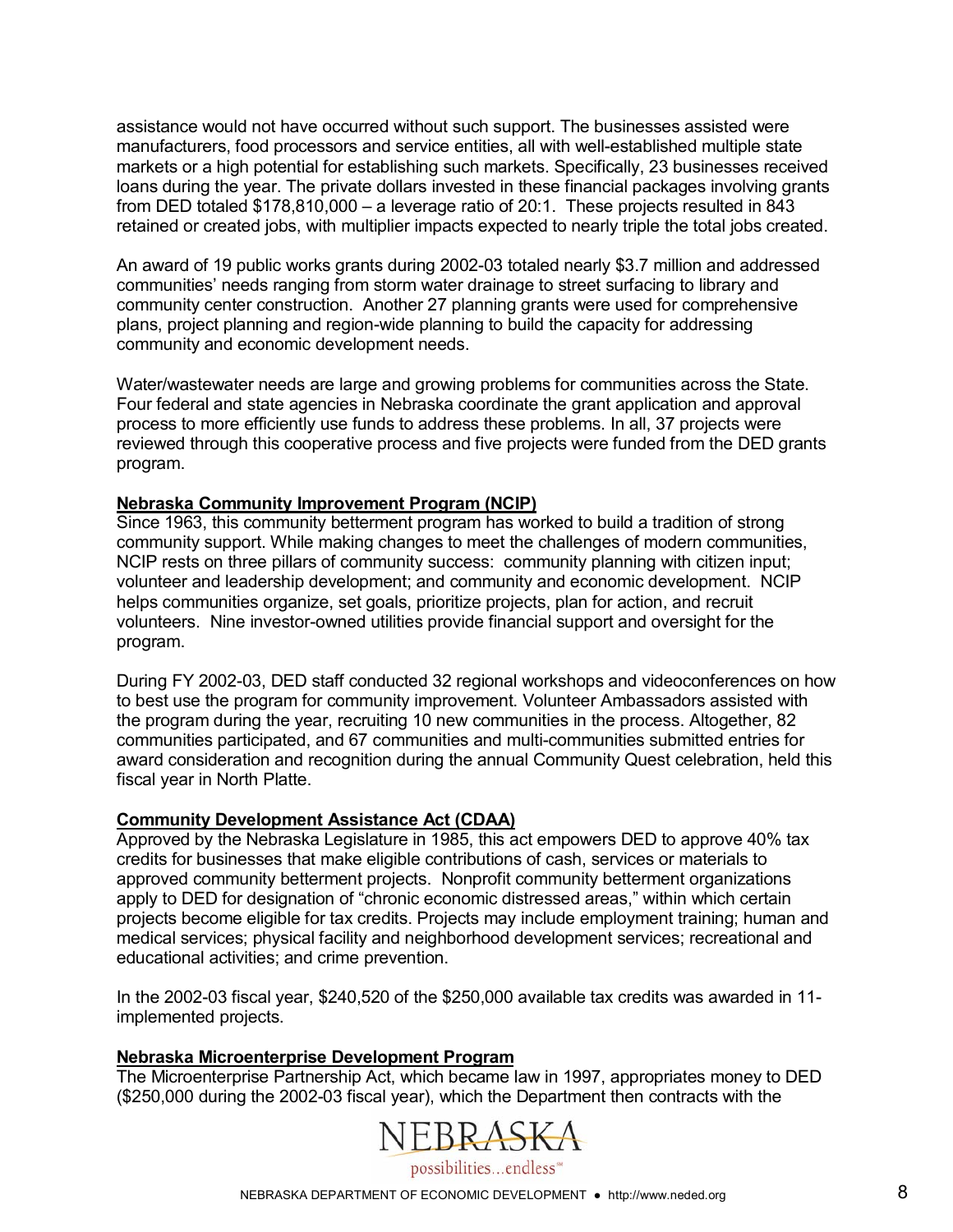assistance would not have occurred without such support. The businesses assisted were manufacturers, food processors and service entities, all with well-established multiple state markets or a high potential for establishing such markets. Specifically, 23 businesses received loans during the year. The private dollars invested in these financial packages involving grants from DED totaled $178,810,000 – a leverage ratio of 20:1. These projects resulted in 843 retained or created jobs, with multiplier impacts expected to nearly triple the total jobs created.

An award of 19 public works grants during 2002-03 totaled nearly $3.7 million and addressed communities' needs ranging from storm water drainage to street surfacing to library and community center construction. Another 27 planning grants were used for comprehensive plans, project planning and region-wide planning to build the capacity for addressing community and economic development needs.

Water/wastewater needs are large and growing problems for communities across the State. Four federal and state agencies in Nebraska coordinate the grant application and approval process to more efficiently use funds to address these problems. In all, 37 projects were reviewed through this cooperative process and five projects were funded from the DED grants program.

**Nebraska Community Improvement Program (NCIP)**

Since 1963, this community betterment program has worked to build a tradition of strong community support. While making changes to meet the challenges of modern communities, NCIP rests on three pillars of community success: community planning with citizen input; volunteer and leadership development; and community and economic development. NCIP helps communities organize, set goals, prioritize projects, plan for action, and recruit volunteers. Nine investor-owned utilities provide financial support and oversight for the program.

During FY 2002-03, DED staff conducted 32 regional workshops and videoconferences on how to best use the program for community improvement. Volunteer Ambassadors assisted with the program during the year, recruiting 10 new communities in the process. Altogether, 82 communities participated, and 67 communities and multi-communities submitted entries for award consideration and recognition during the annual Community Quest celebration, held this fiscal year in North Platte.

**Community Development Assistance Act (CDAA)**

Approved by the Nebraska Legislature in 1985, this act empowers DED to approve 40% tax credits for businesses that make eligible contributions of cash, services or materials to approved community betterment projects. Nonprofit community betterment organizations apply to DED for designation of "chronic economic distressed areas," within which certain projects become eligible for tax credits. Projects may include employment training; human and medical services; physical facility and neighborhood development services; recreational and educational activities; and crime prevention.

In the 2002-03 fiscal year, $240,520 of the $250,000 available tax credits was awarded in 11-implemented projects.

**Nebraska Microenterprise Development Program**

The Microenterprise Partnership Act, which became law in 1997, appropriates money to DED ($250,000 during the 2002-03 fiscal year), which the Department then contracts with the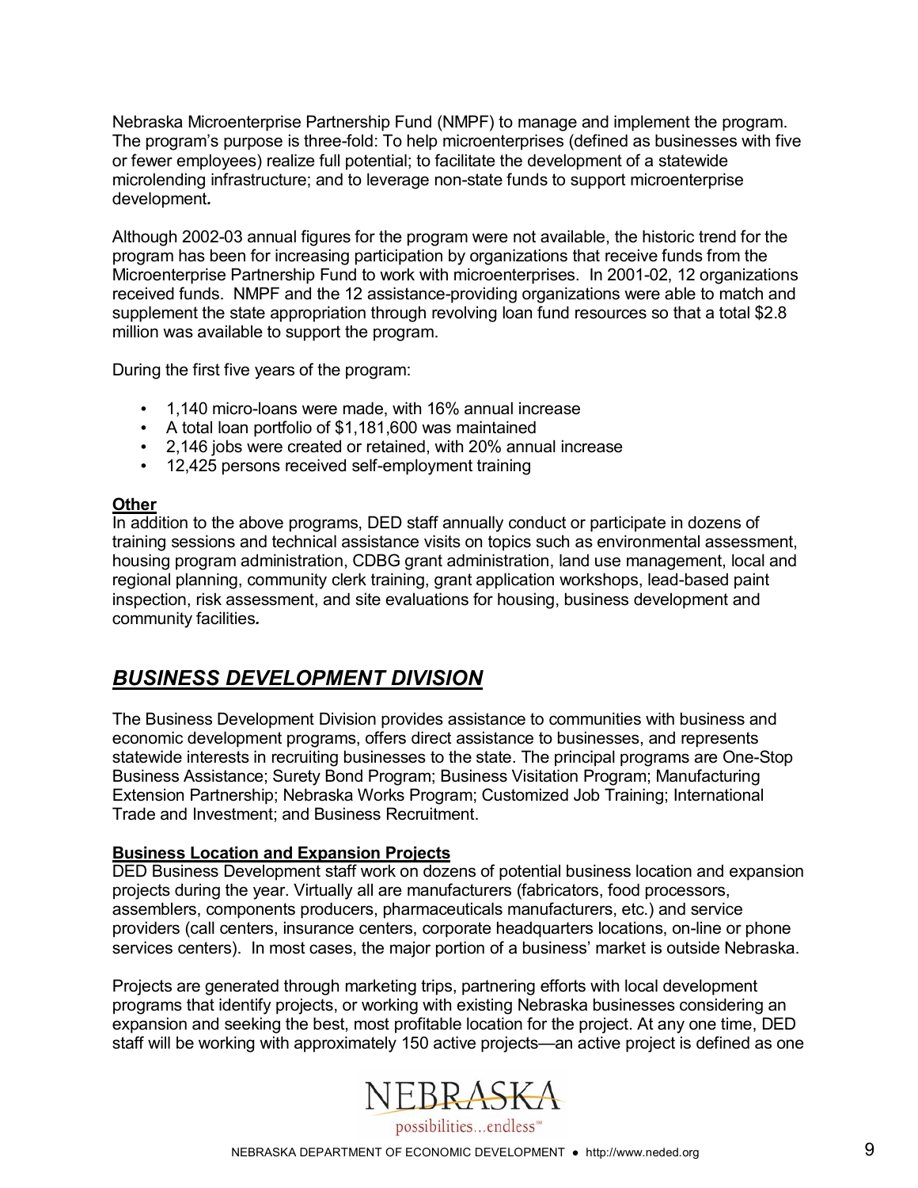Nebraska Microenterprise Partnership Fund (NMPF) to manage and implement the program. The program's purpose is three-fold: To help microenterprises (defined as businesses with five or fewer employees) realize full potential; to facilitate the development of a statewide microlending infrastructure; and to leverage non-state funds to support microenterprise development*.*

Although 2002-03 annual figures for the program were not available, the historic trend for the program has been for increasing participation by organizations that receive funds from the Microenterprise Partnership Fund to work with microenterprises. In 2001-02, 12 organizations received funds. NMPF and the 12 assistance-providing organizations were able to match and supplement the state appropriation through revolving loan fund resources so that a total $2.8 million was available to support the program.

During the first five years of the program:

- 1,140 micro-loans were made, with 16% annual increase
- A total loan portfolio of $1,181,600 was maintained
- 2,146 jobs were created or retained, with 20% annual increase
- 12,425 persons received self-employment training

**Other**

In addition to the above programs, DED staff annually conduct or participate in dozens of training sessions and technical assistance visits on topics such as environmental assessment, housing program administration, CDBG grant administration, land use management, local and regional planning, community clerk training, grant application workshops, lead-based paint inspection, risk assessment, and site evaluations for housing, business development and community facilities*.*

## *BUSINESS DEVELOPMENT DIVISION*

The Business Development Division provides assistance to communities with business and economic development programs, offers direct assistance to businesses, and represents statewide interests in recruiting businesses to the state. The principal programs are One-Stop Business Assistance; Surety Bond Program; Business Visitation Program; Manufacturing Extension Partnership; Nebraska Works Program; Customized Job Training; International Trade and Investment; and Business Recruitment.

**Business Location and Expansion Projects**

DED Business Development staff work on dozens of potential business location and expansion projects during the year. Virtually all are manufacturers (fabricators, food processors, assemblers, components producers, pharmaceuticals manufacturers, etc.) and service providers (call centers, insurance centers, corporate headquarters locations, on-line or phone services centers). In most cases, the major portion of a business' market is outside Nebraska.

Projects are generated through marketing trips, partnering efforts with local development programs that identify projects, or working with existing Nebraska businesses considering an expansion and seeking the best, most profitable location for the project. At any one time, DED staff will be working with approximately 150 active projects—an active project is defined as one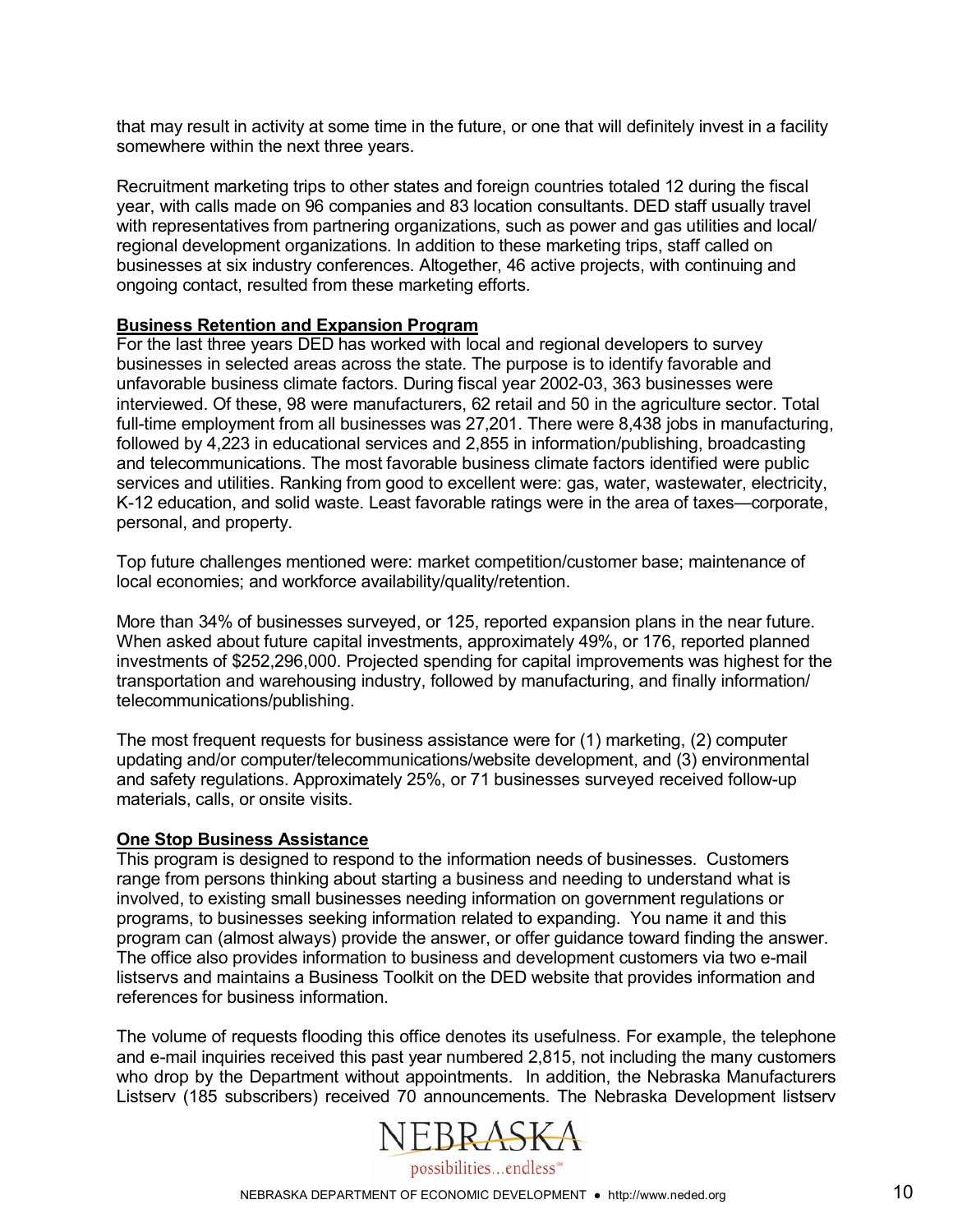that may result in activity at some time in the future, or one that will definitely invest in a facility somewhere within the next three years.

Recruitment marketing trips to other states and foreign countries totaled 12 during the fiscal year, with calls made on 96 companies and 83 location consultants. DED staff usually travel with representatives from partnering organizations, such as power and gas utilities and local/ regional development organizations. In addition to these marketing trips, staff called on businesses at six industry conferences. Altogether, 46 active projects, with continuing and ongoing contact, resulted from these marketing efforts.

**Business Retention and Expansion Program**

For the last three years DED has worked with local and regional developers to survey businesses in selected areas across the state. The purpose is to identify favorable and unfavorable business climate factors. During fiscal year 2002-03, 363 businesses were interviewed. Of these, 98 were manufacturers, 62 retail and 50 in the agriculture sector. Total full-time employment from all businesses was 27,201. There were 8,438 jobs in manufacturing, followed by 4,223 in educational services and 2,855 in information/publishing, broadcasting and telecommunications. The most favorable business climate factors identified were public services and utilities. Ranking from good to excellent were: gas, water, wastewater, electricity, K-12 education, and solid waste. Least favorable ratings were in the area of taxes—corporate, personal, and property.

Top future challenges mentioned were: market competition/customer base; maintenance of local economies; and workforce availability/quality/retention.

More than 34% of businesses surveyed, or 125, reported expansion plans in the near future. When asked about future capital investments, approximately 49%, or 176, reported planned investments of $252,296,000. Projected spending for capital improvements was highest for the transportation and warehousing industry, followed by manufacturing, and finally information/ telecommunications/publishing.

The most frequent requests for business assistance were for (1) marketing, (2) computer updating and/or computer/telecommunications/website development, and (3) environmental and safety regulations. Approximately 25%, or 71 businesses surveyed received follow-up materials, calls, or onsite visits.

**One Stop Business Assistance**

This program is designed to respond to the information needs of businesses. Customers range from persons thinking about starting a business and needing to understand what is involved, to existing small businesses needing information on government regulations or programs, to businesses seeking information related to expanding. You name it and this program can (almost always) provide the answer, or offer guidance toward finding the answer. The office also provides information to business and development customers via two e-mail listservs and maintains a Business Toolkit on the DED website that provides information and references for business information.

The volume of requests flooding this office denotes its usefulness. For example, the telephone and e-mail inquiries received this past year numbered 2,815, not including the many customers who drop by the Department without appointments. In addition, the Nebraska Manufacturers Listserv (185 subscribers) received 70 announcements. The Nebraska Development listserv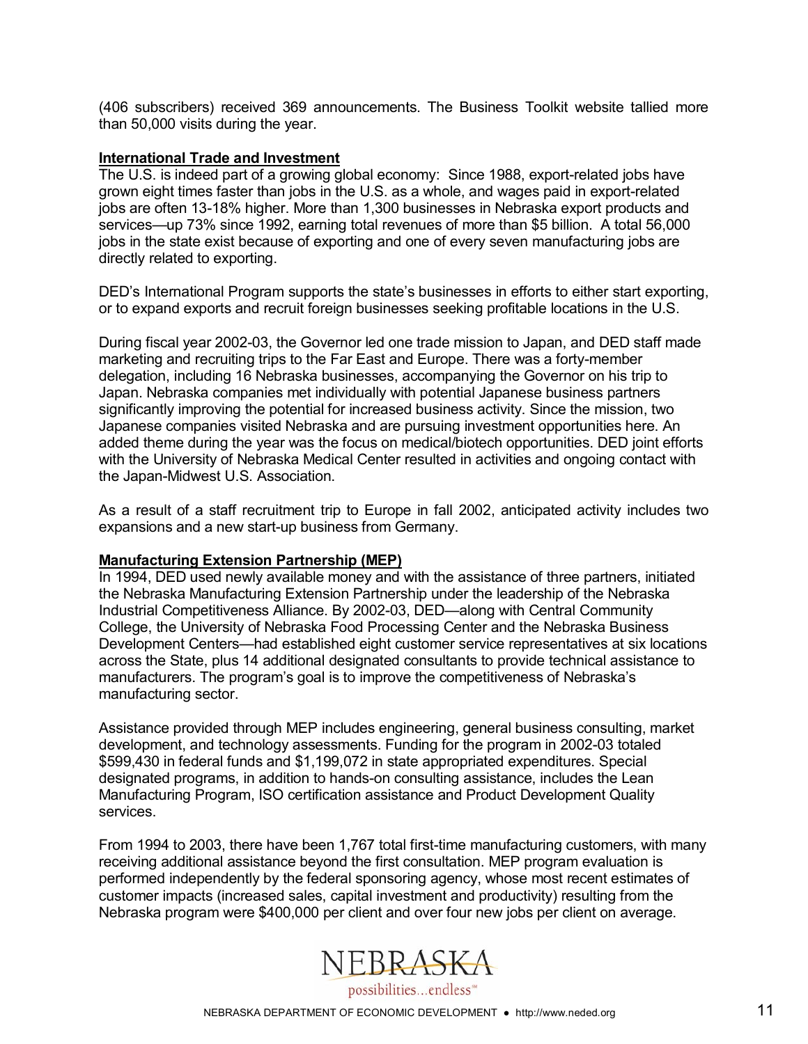(406 subscribers) received 369 announcements. The Business Toolkit website tallied more than 50,000 visits during the year.

**International Trade and Investment**

The U.S. is indeed part of a growing global economy: Since 1988, export-related jobs have grown eight times faster than jobs in the U.S. as a whole, and wages paid in export-related jobs are often 13-18% higher. More than 1,300 businesses in Nebraska export products and services—up 73% since 1992, earning total revenues of more than $5 billion. A total 56,000 jobs in the state exist because of exporting and one of every seven manufacturing jobs are directly related to exporting.

DED's International Program supports the state's businesses in efforts to either start exporting, or to expand exports and recruit foreign businesses seeking profitable locations in the U.S.

During fiscal year 2002-03, the Governor led one trade mission to Japan, and DED staff made marketing and recruiting trips to the Far East and Europe. There was a forty-member delegation, including 16 Nebraska businesses, accompanying the Governor on his trip to Japan. Nebraska companies met individually with potential Japanese business partners significantly improving the potential for increased business activity. Since the mission, two Japanese companies visited Nebraska and are pursuing investment opportunities here. An added theme during the year was the focus on medical/biotech opportunities. DED joint efforts with the University of Nebraska Medical Center resulted in activities and ongoing contact with the Japan-Midwest U.S. Association.

As a result of a staff recruitment trip to Europe in fall 2002, anticipated activity includes two expansions and a new start-up business from Germany.

**Manufacturing Extension Partnership (MEP)**

In 1994, DED used newly available money and with the assistance of three partners, initiated the Nebraska Manufacturing Extension Partnership under the leadership of the Nebraska Industrial Competitiveness Alliance. By 2002-03, DED—along with Central Community College, the University of Nebraska Food Processing Center and the Nebraska Business Development Centers—had established eight customer service representatives at six locations across the State, plus 14 additional designated consultants to provide technical assistance to manufacturers. The program's goal is to improve the competitiveness of Nebraska's manufacturing sector.

Assistance provided through MEP includes engineering, general business consulting, market development, and technology assessments. Funding for the program in 2002-03 totaled $599,430 in federal funds and $1,199,072 in state appropriated expenditures. Special designated programs, in addition to hands-on consulting assistance, includes the Lean Manufacturing Program, ISO certification assistance and Product Development Quality services.

From 1994 to 2003, there have been 1,767 total first-time manufacturing customers, with many receiving additional assistance beyond the first consultation. MEP program evaluation is performed independently by the federal sponsoring agency, whose most recent estimates of customer impacts (increased sales, capital investment and productivity) resulting from the Nebraska program were $400,000 per client and over four new jobs per client on average.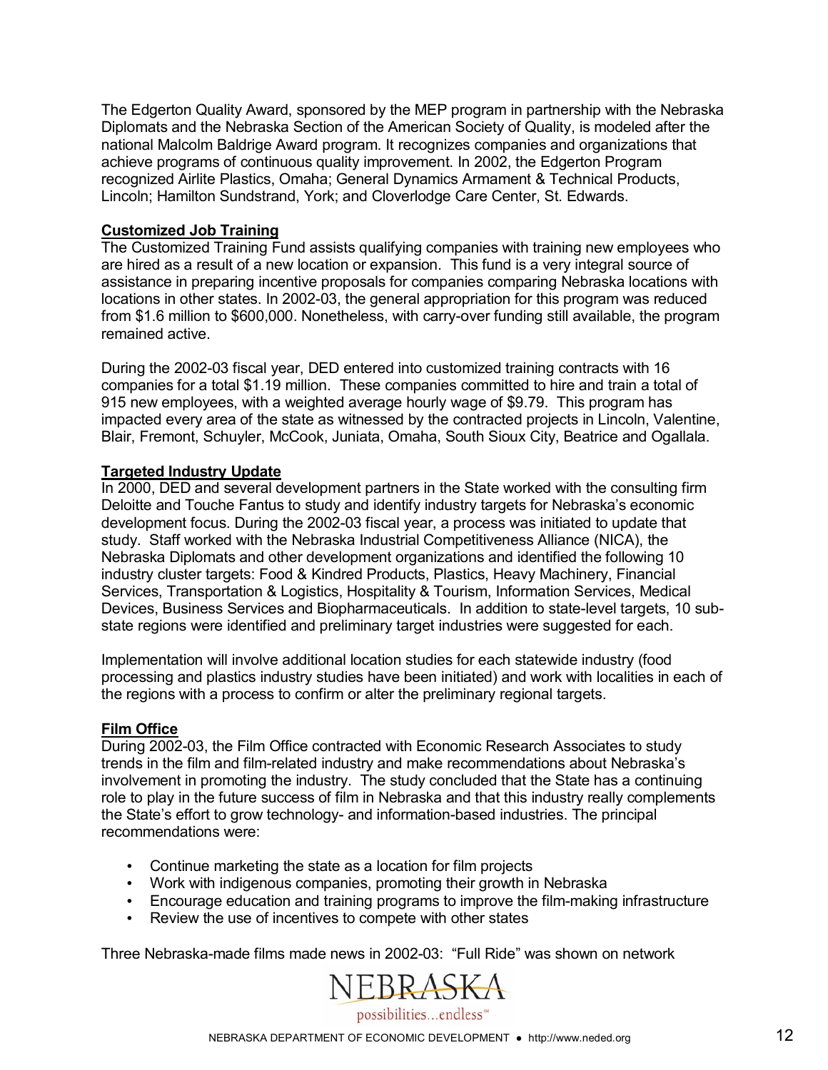The Edgerton Quality Award, sponsored by the MEP program in partnership with the Nebraska Diplomats and the Nebraska Section of the American Society of Quality, is modeled after the national Malcolm Baldrige Award program. It recognizes companies and organizations that achieve programs of continuous quality improvement. In 2002, the Edgerton Program recognized Airlite Plastics, Omaha; General Dynamics Armament & Technical Products, Lincoln; Hamilton Sundstrand, York; and Cloverlodge Care Center, St. Edwards.

**Customized Job Training**

The Customized Training Fund assists qualifying companies with training new employees who are hired as a result of a new location or expansion. This fund is a very integral source of assistance in preparing incentive proposals for companies comparing Nebraska locations with locations in other states. In 2002-03, the general appropriation for this program was reduced from $1.6 million to $600,000. Nonetheless, with carry-over funding still available, the program remained active.

During the 2002-03 fiscal year, DED entered into customized training contracts with 16 companies for a total $1.19 million. These companies committed to hire and train a total of 915 new employees, with a weighted average hourly wage of $9.79. This program has impacted every area of the state as witnessed by the contracted projects in Lincoln, Valentine, Blair, Fremont, Schuyler, McCook, Juniata, Omaha, South Sioux City, Beatrice and Ogallala.

**Targeted Industry Update**

In 2000, DED and several development partners in the State worked with the consulting firm Deloitte and Touche Fantus to study and identify industry targets for Nebraska's economic development focus. During the 2002-03 fiscal year, a process was initiated to update that study. Staff worked with the Nebraska Industrial Competitiveness Alliance (NICA), the Nebraska Diplomats and other development organizations and identified the following 10 industry cluster targets: Food & Kindred Products, Plastics, Heavy Machinery, Financial Services, Transportation & Logistics, Hospitality & Tourism, Information Services, Medical Devices, Business Services and Biopharmaceuticals. In addition to state-level targets, 10 sub-state regions were identified and preliminary target industries were suggested for each.

Implementation will involve additional location studies for each statewide industry (food processing and plastics industry studies have been initiated) and work with localities in each of the regions with a process to confirm or alter the preliminary regional targets.

**Film Office**

During 2002-03, the Film Office contracted with Economic Research Associates to study trends in the film and film-related industry and make recommendations about Nebraska's involvement in promoting the industry. The study concluded that the State has a continuing role to play in the future success of film in Nebraska and that this industry really complements the State's effort to grow technology- and information-based industries. The principal recommendations were:

- Continue marketing the state as a location for film projects
- Work with indigenous companies, promoting their growth in Nebraska
- Encourage education and training programs to improve the film-making infrastructure
- Review the use of incentives to compete with other states

Three Nebraska-made films made news in 2002-03: "Full Ride" was shown on network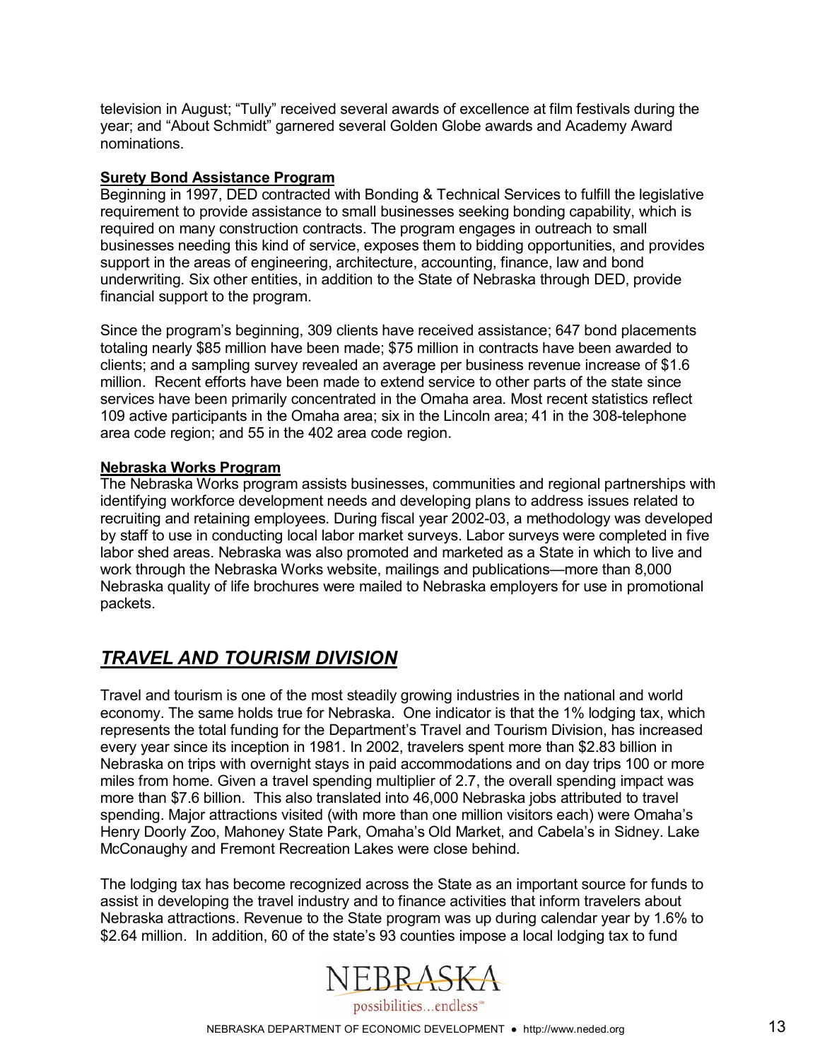television in August; "Tully" received several awards of excellence at film festivals during the year; and "About Schmidt" garnered several Golden Globe awards and Academy Award nominations.

**Surety Bond Assistance Program**

Beginning in 1997, DED contracted with Bonding & Technical Services to fulfill the legislative requirement to provide assistance to small businesses seeking bonding capability, which is required on many construction contracts. The program engages in outreach to small businesses needing this kind of service, exposes them to bidding opportunities, and provides support in the areas of engineering, architecture, accounting, finance, law and bond underwriting. Six other entities, in addition to the State of Nebraska through DED, provide financial support to the program.

Since the program's beginning, 309 clients have received assistance; 647 bond placements totaling nearly $85 million have been made; $75 million in contracts have been awarded to clients; and a sampling survey revealed an average per business revenue increase of $1.6 million. Recent efforts have been made to extend service to other parts of the state since services have been primarily concentrated in the Omaha area. Most recent statistics reflect 109 active participants in the Omaha area; six in the Lincoln area; 41 in the 308-telephone area code region; and 55 in the 402 area code region.

**Nebraska Works Program**

The Nebraska Works program assists businesses, communities and regional partnerships with identifying workforce development needs and developing plans to address issues related to recruiting and retaining employees. During fiscal year 2002-03, a methodology was developed by staff to use in conducting local labor market surveys. Labor surveys were completed in five labor shed areas. Nebraska was also promoted and marketed as a State in which to live and work through the Nebraska Works website, mailings and publications—more than 8,000 Nebraska quality of life brochures were mailed to Nebraska employers for use in promotional packets.

## ***TRAVEL AND TOURISM DIVISION***

Travel and tourism is one of the most steadily growing industries in the national and world economy. The same holds true for Nebraska. One indicator is that the 1% lodging tax, which represents the total funding for the Department's Travel and Tourism Division, has increased every year since its inception in 1981. In 2002, travelers spent more than $2.83 billion in Nebraska on trips with overnight stays in paid accommodations and on day trips 100 or more miles from home. Given a travel spending multiplier of 2.7, the overall spending impact was more than $7.6 billion. This also translated into 46,000 Nebraska jobs attributed to travel spending. Major attractions visited (with more than one million visitors each) were Omaha's Henry Doorly Zoo, Mahoney State Park, Omaha's Old Market, and Cabela's in Sidney. Lake McConaughy and Fremont Recreation Lakes were close behind.

The lodging tax has become recognized across the State as an important source for funds to assist in developing the travel industry and to finance activities that inform travelers about Nebraska attractions. Revenue to the State program was up during calendar year by 1.6% to $2.64 million. In addition, 60 of the state's 93 counties impose a local lodging tax to fund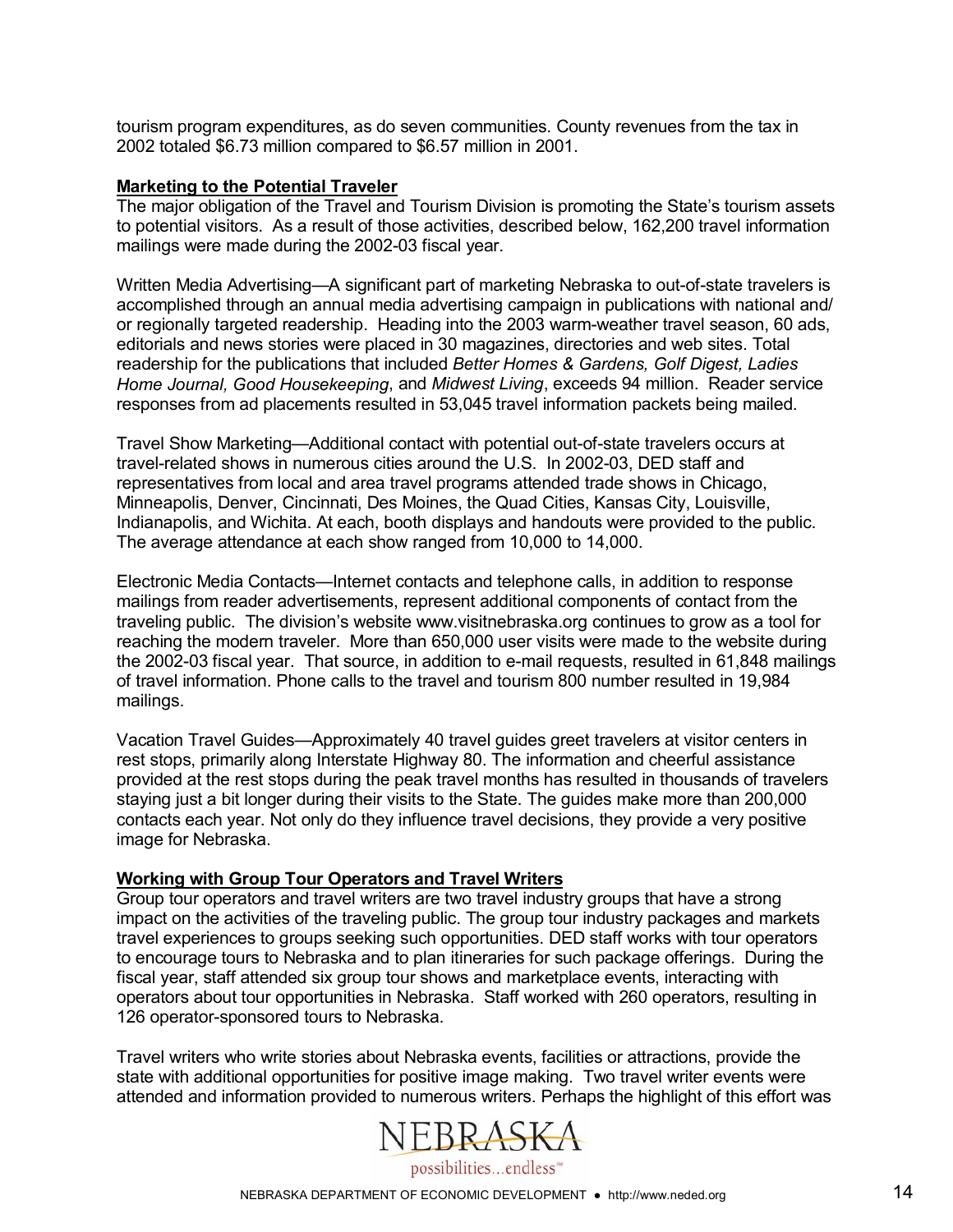tourism program expenditures, as do seven communities. County revenues from the tax in 2002 totaled $6.73 million compared to $6.57 million in 2001.

**Marketing to the Potential Traveler**

The major obligation of the Travel and Tourism Division is promoting the State's tourism assets to potential visitors. As a result of those activities, described below, 162,200 travel information mailings were made during the 2002-03 fiscal year.

Written Media Advertising—A significant part of marketing Nebraska to out-of-state travelers is accomplished through an annual media advertising campaign in publications with national and/or regionally targeted readership. Heading into the 2003 warm-weather travel season, 60 ads, editorials and news stories were placed in 30 magazines, directories and web sites. Total readership for the publications that included *Better Homes & Gardens, Golf Digest, Ladies Home Journal, Good Housekeeping*, and *Midwest Living*, exceeds 94 million. Reader service responses from ad placements resulted in 53,045 travel information packets being mailed.

Travel Show Marketing—Additional contact with potential out-of-state travelers occurs at travel-related shows in numerous cities around the U.S. In 2002-03, DED staff and representatives from local and area travel programs attended trade shows in Chicago, Minneapolis, Denver, Cincinnati, Des Moines, the Quad Cities, Kansas City, Louisville, Indianapolis, and Wichita. At each, booth displays and handouts were provided to the public. The average attendance at each show ranged from 10,000 to 14,000.

Electronic Media Contacts—Internet contacts and telephone calls, in addition to response mailings from reader advertisements, represent additional components of contact from the traveling public. The division's website www.visitnebraska.org continues to grow as a tool for reaching the modern traveler. More than 650,000 user visits were made to the website during the 2002-03 fiscal year. That source, in addition to e-mail requests, resulted in 61,848 mailings of travel information. Phone calls to the travel and tourism 800 number resulted in 19,984 mailings.

Vacation Travel Guides—Approximately 40 travel guides greet travelers at visitor centers in rest stops, primarily along Interstate Highway 80. The information and cheerful assistance provided at the rest stops during the peak travel months has resulted in thousands of travelers staying just a bit longer during their visits to the State. The guides make more than 200,000 contacts each year. Not only do they influence travel decisions, they provide a very positive image for Nebraska.

**Working with Group Tour Operators and Travel Writers**

Group tour operators and travel writers are two travel industry groups that have a strong impact on the activities of the traveling public. The group tour industry packages and markets travel experiences to groups seeking such opportunities. DED staff works with tour operators to encourage tours to Nebraska and to plan itineraries for such package offerings. During the fiscal year, staff attended six group tour shows and marketplace events, interacting with operators about tour opportunities in Nebraska. Staff worked with 260 operators, resulting in 126 operator-sponsored tours to Nebraska.

Travel writers who write stories about Nebraska events, facilities or attractions, provide the state with additional opportunities for positive image making. Two travel writer events were attended and information provided to numerous writers. Perhaps the highlight of this effort was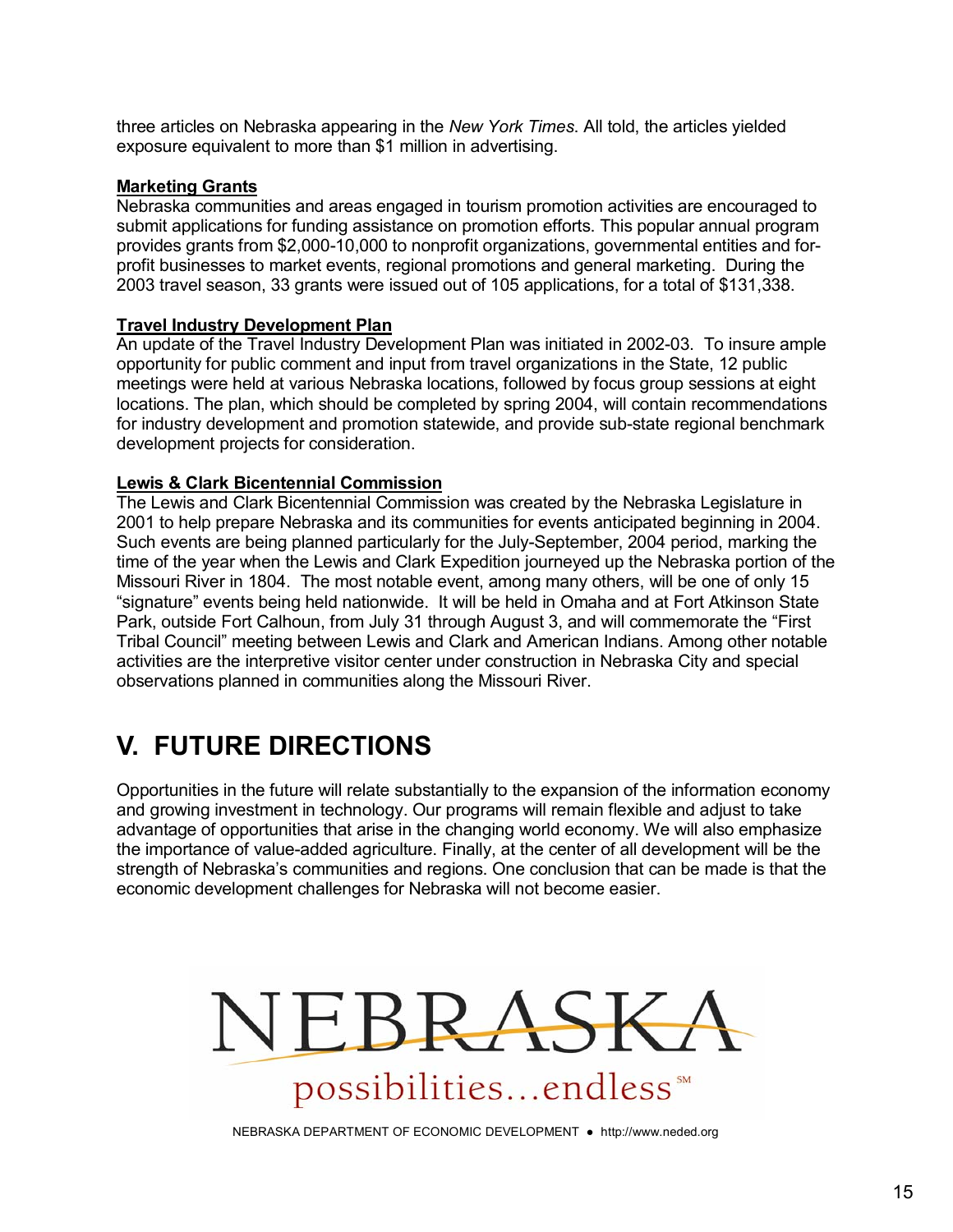three articles on Nebraska appearing in the *New York Times*. All told, the articles yielded exposure equivalent to more than $1 million in advertising.

**Marketing Grants**

Nebraska communities and areas engaged in tourism promotion activities are encouraged to submit applications for funding assistance on promotion efforts. This popular annual program provides grants from $2,000-10,000 to nonprofit organizations, governmental entities and for-profit businesses to market events, regional promotions and general marketing. During the 2003 travel season, 33 grants were issued out of 105 applications, for a total of $131,338.

**Travel Industry Development Plan**

An update of the Travel Industry Development Plan was initiated in 2002-03. To insure ample opportunity for public comment and input from travel organizations in the State, 12 public meetings were held at various Nebraska locations, followed by focus group sessions at eight locations. The plan, which should be completed by spring 2004, will contain recommendations for industry development and promotion statewide, and provide sub-state regional benchmark development projects for consideration.

**Lewis & Clark Bicentennial Commission**

The Lewis and Clark Bicentennial Commission was created by the Nebraska Legislature in 2001 to help prepare Nebraska and its communities for events anticipated beginning in 2004. Such events are being planned particularly for the July-September, 2004 period, marking the time of the year when the Lewis and Clark Expedition journeyed up the Nebraska portion of the Missouri River in 1804. The most notable event, among many others, will be one of only 15 "signature" events being held nationwide. It will be held in Omaha and at Fort Atkinson State Park, outside Fort Calhoun, from July 31 through August 3, and will commemorate the "First Tribal Council" meeting between Lewis and Clark and American Indians. Among other notable activities are the interpretive visitor center under construction in Nebraska City and special observations planned in communities along the Missouri River.

# V. FUTURE DIRECTIONS

Opportunities in the future will relate substantially to the expansion of the information economy and growing investment in technology. Our programs will remain flexible and adjust to take advantage of opportunities that arise in the changing world economy. We will also emphasize the importance of value-added agriculture. Finally, at the center of all development will be the strength of Nebraska's communities and regions. One conclusion that can be made is that the economic development challenges for Nebraska will not become easier.

NEBRASKA

possibilities...endless℠

NEBRASKA DEPARTMENT OF ECONOMIC DEVELOPMENT ● http://www.neded.org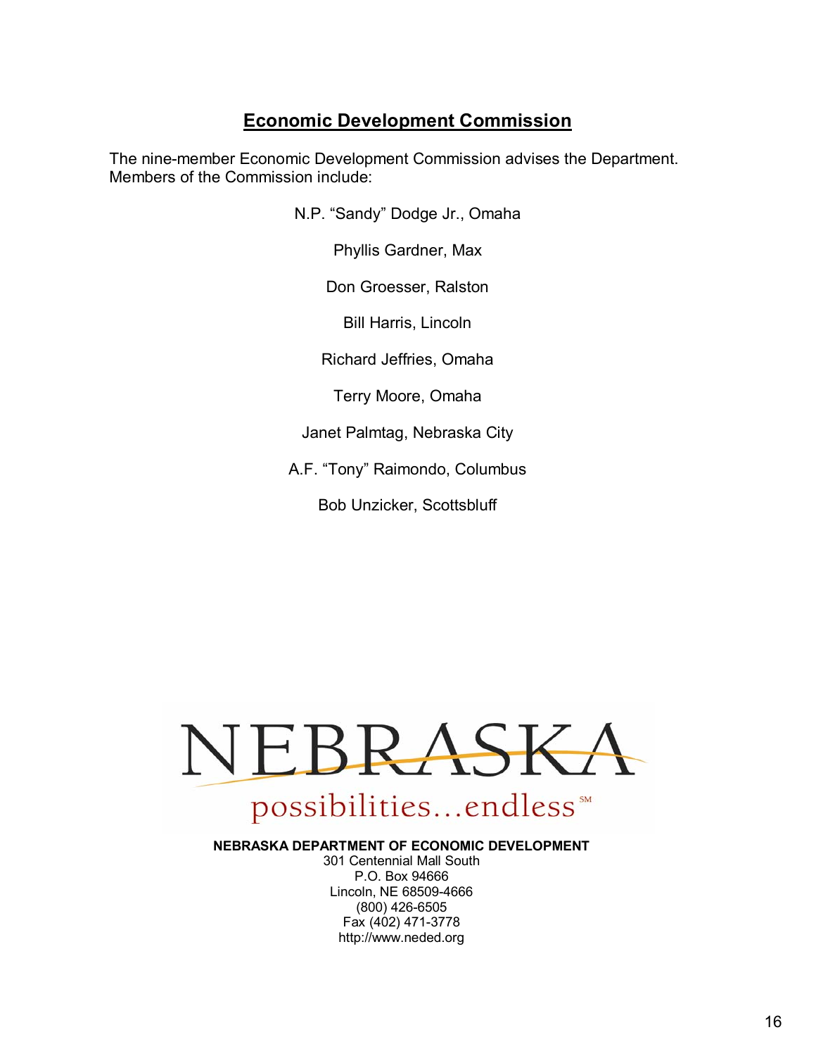## Economic Development Commission

The nine-member Economic Development Commission advises the Department. Members of the Commission include:

N.P. "Sandy" Dodge Jr., Omaha

Phyllis Gardner, Max

Don Groesser, Ralston

Bill Harris, Lincoln

Richard Jeffries, Omaha

Terry Moore, Omaha

Janet Palmtag, Nebraska City

A.F. "Tony" Raimondo, Columbus

Bob Unzicker, Scottsbluff

NEBRASKA

possibilities...endless[SM]

**NEBRASKA DEPARTMENT OF ECONOMIC DEVELOPMENT**
301 Centennial Mall South
P.O. Box 94666
Lincoln, NE 68509-4666
(800) 426-6505
Fax (402) 471-3778
http://www.neded.org